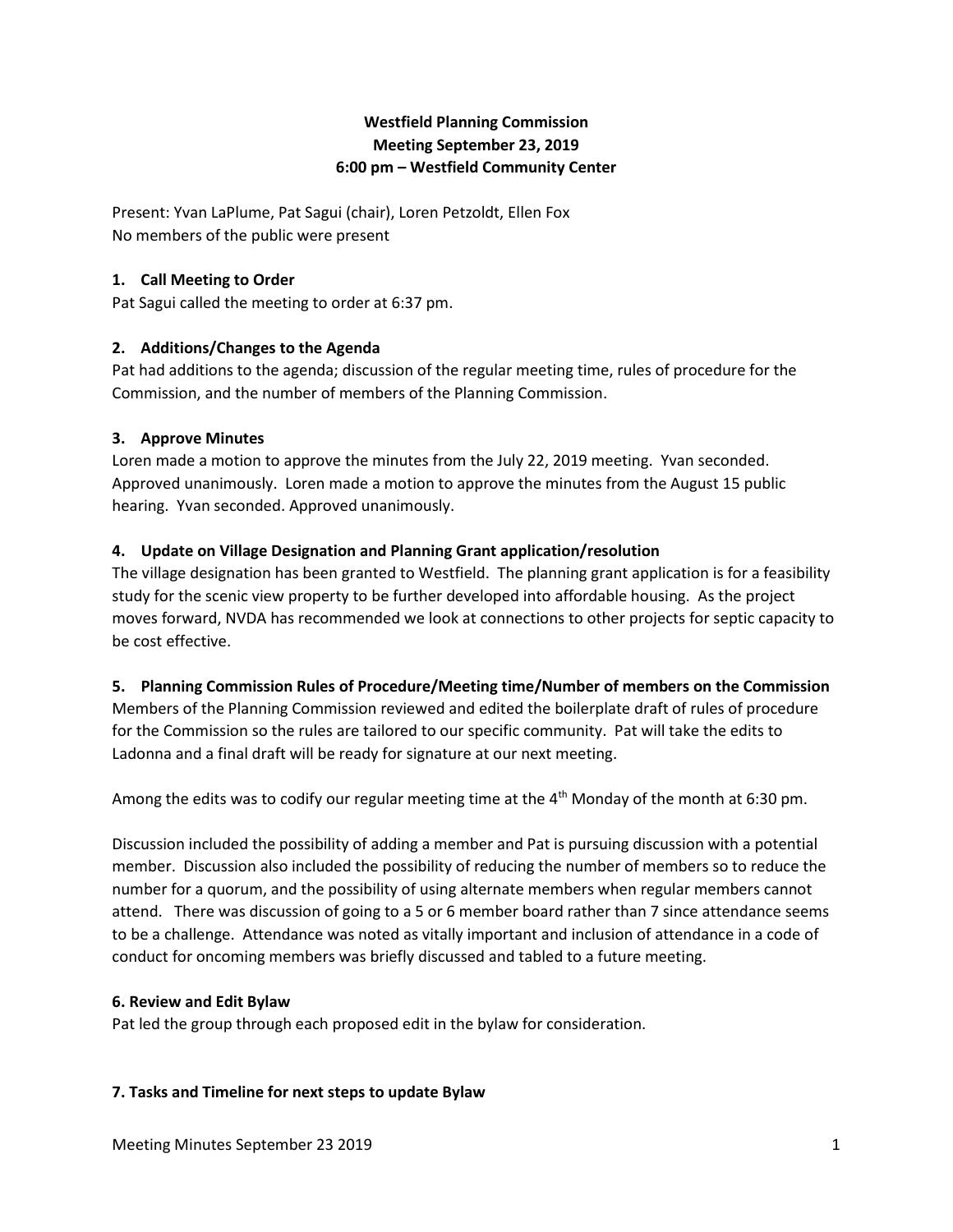**Westfield Planning Commission**
**Meeting September 23, 2019**
**6:00 pm – Westfield Community Center**

Present: Yvan LaPlume, Pat Sagui (chair), Loren Petzoldt, Ellen Fox
No members of the public were present

### 1. Call Meeting to Order

Pat Sagui called the meeting to order at 6:37 pm.

### 2. Additions/Changes to the Agenda

Pat had additions to the agenda; discussion of the regular meeting time, rules of procedure for the Commission, and the number of members of the Planning Commission.

### 3. Approve Minutes

Loren made a motion to approve the minutes from the July 22, 2019 meeting. Yvan seconded. Approved unanimously. Loren made a motion to approve the minutes from the August 15 public hearing. Yvan seconded. Approved unanimously.

### 4. Update on Village Designation and Planning Grant application/resolution

The village designation has been granted to Westfield. The planning grant application is for a feasibility study for the scenic view property to be further developed into affordable housing. As the project moves forward, NVDA has recommended we look at connections to other projects for septic capacity to be cost effective.

### 5. Planning Commission Rules of Procedure/Meeting time/Number of members on the Commission

Members of the Planning Commission reviewed and edited the boilerplate draft of rules of procedure for the Commission so the rules are tailored to our specific community. Pat will take the edits to Ladonna and a final draft will be ready for signature at our next meeting.

Among the edits was to codify our regular meeting time at the 4th Monday of the month at 6:30 pm.

Discussion included the possibility of adding a member and Pat is pursuing discussion with a potential member. Discussion also included the possibility of reducing the number of members so to reduce the number for a quorum, and the possibility of using alternate members when regular members cannot attend. There was discussion of going to a 5 or 6 member board rather than 7 since attendance seems to be a challenge. Attendance was noted as vitally important and inclusion of attendance in a code of conduct for oncoming members was briefly discussed and tabled to a future meeting.

### 6. Review and Edit Bylaw

Pat led the group through each proposed edit in the bylaw for consideration.

### 7. Tasks and Timeline for next steps to update Bylaw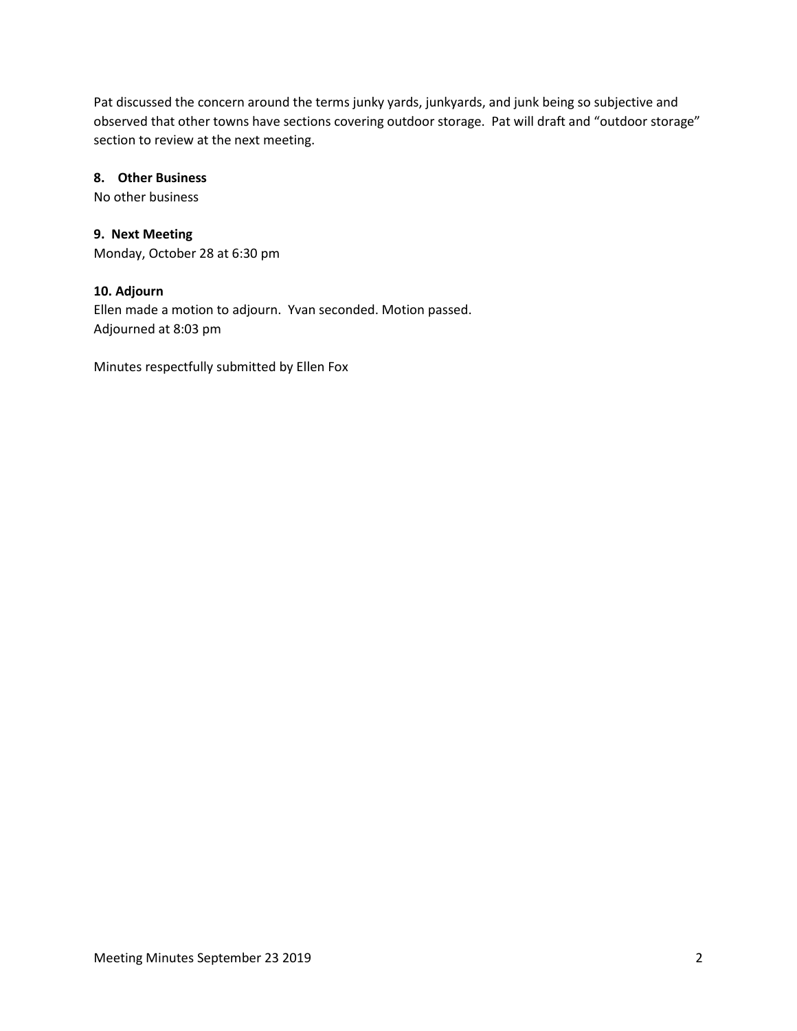Pat discussed the concern around the terms junky yards, junkyards, and junk being so subjective and observed that other towns have sections covering outdoor storage. Pat will draft and "outdoor storage" section to review at the next meeting.

**8. Other Business**

No other business

**9. Next Meeting**

Monday, October 28 at 6:30 pm

**10. Adjourn**

Ellen made a motion to adjourn. Yvan seconded. Motion passed.
Adjourned at 8:03 pm

Minutes respectfully submitted by Ellen Fox